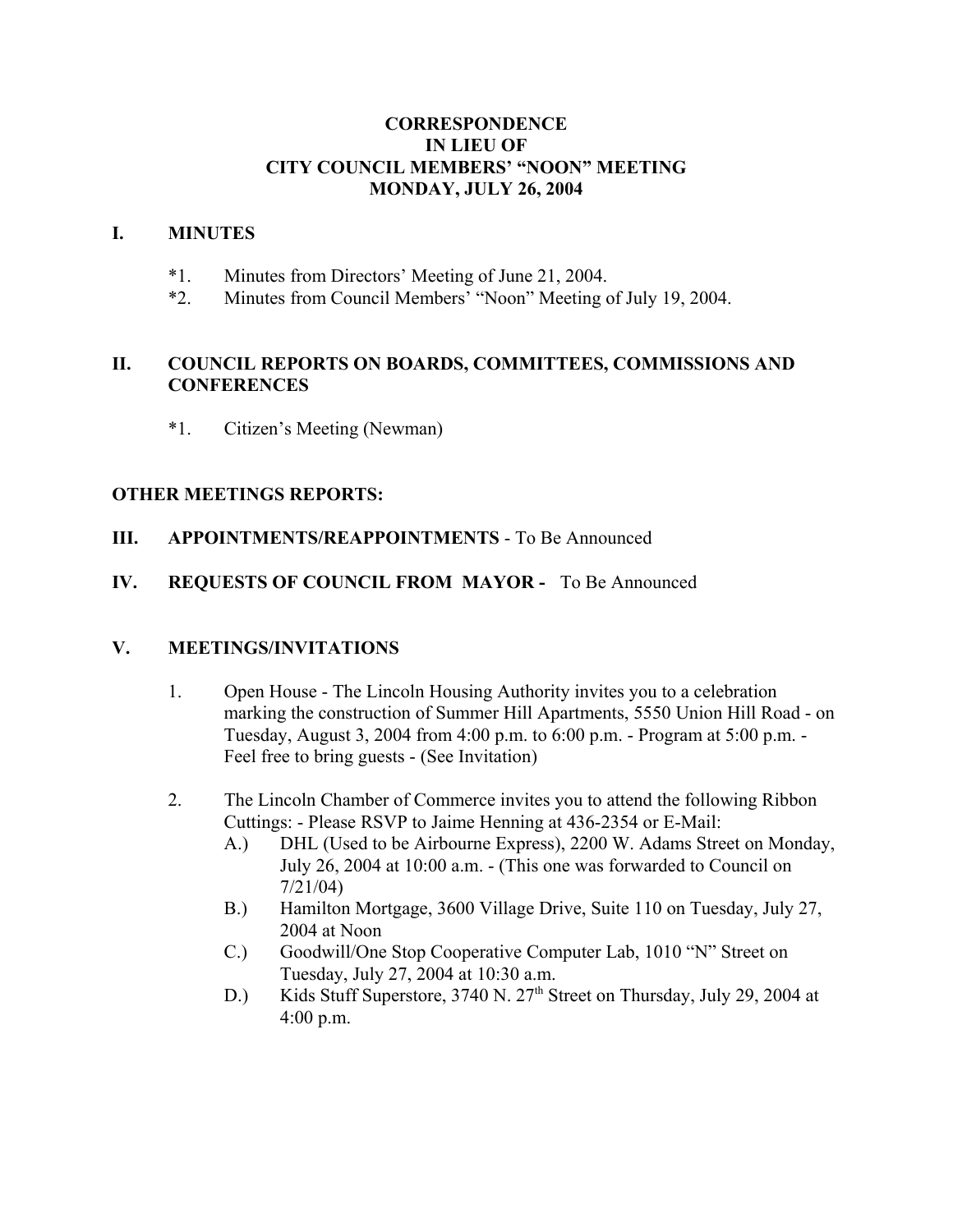# CORRESPONDENCE
# IN LIEU OF
# CITY COUNCIL MEMBERS' "NOON" MEETING
# MONDAY, JULY 26, 2004

## I. MINUTES

*1. Minutes from Directors' Meeting of June 21, 2004.

*2. Minutes from Council Members' "Noon" Meeting of July 19, 2004.

## II. COUNCIL REPORTS ON BOARDS, COMMITTEES, COMMISSIONS AND CONFERENCES

*1. Citizen's Meeting (Newman)

## OTHER MEETINGS REPORTS:

## III. APPOINTMENTS/REAPPOINTMENTS - To Be Announced

## IV. REQUESTS OF COUNCIL FROM MAYOR - To Be Announced

## V. MEETINGS/INVITATIONS

1. Open House - The Lincoln Housing Authority invites you to a celebration marking the construction of Summer Hill Apartments, 5550 Union Hill Road - on Tuesday, August 3, 2004 from 4:00 p.m. to 6:00 p.m. - Program at 5:00 p.m. - Feel free to bring guests - (See Invitation)

2. The Lincoln Chamber of Commerce invites you to attend the following Ribbon Cuttings: - Please RSVP to Jaime Henning at 436-2354 or E-Mail:
   - A.) DHL (Used to be Airbourne Express), 2200 W. Adams Street on Monday, July 26, 2004 at 10:00 a.m. - (This one was forwarded to Council on 7/21/04)
   - B.) Hamilton Mortgage, 3600 Village Drive, Suite 110 on Tuesday, July 27, 2004 at Noon
   - C.) Goodwill/One Stop Cooperative Computer Lab, 1010 "N" Street on Tuesday, July 27, 2004 at 10:30 a.m.
   - D.) Kids Stuff Superstore, 3740 N. 27th Street on Thursday, July 29, 2004 at 4:00 p.m.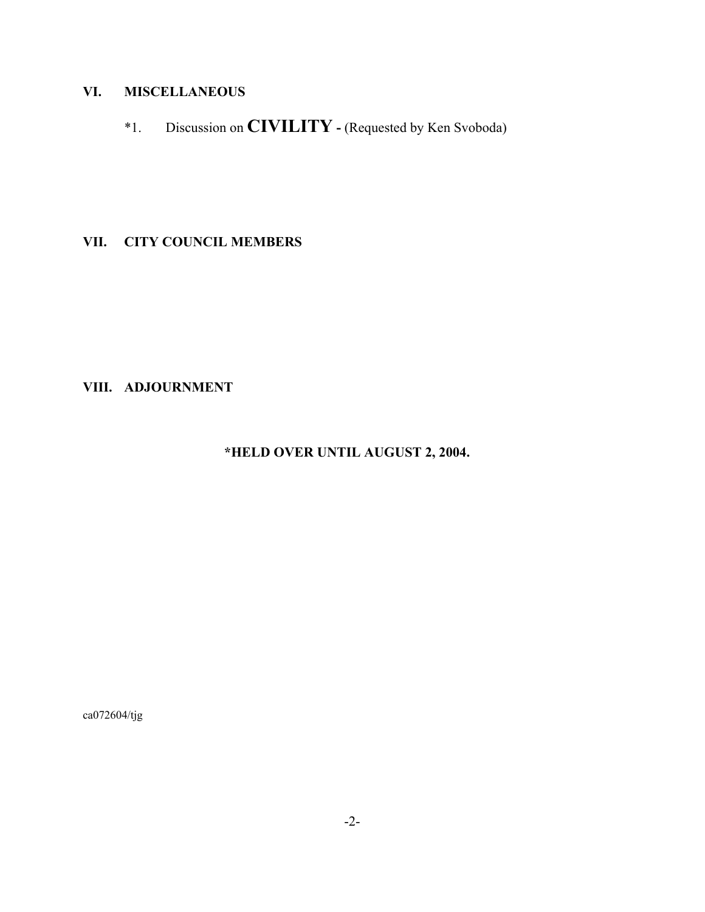## VI. MISCELLANEOUS

*1. Discussion on **CIVILITY** - (Requested by Ken Svoboda)

## VII. CITY COUNCIL MEMBERS

## VIII. ADJOURNMENT

**\*HELD OVER UNTIL AUGUST 2, 2004.**

ca072604/tjg